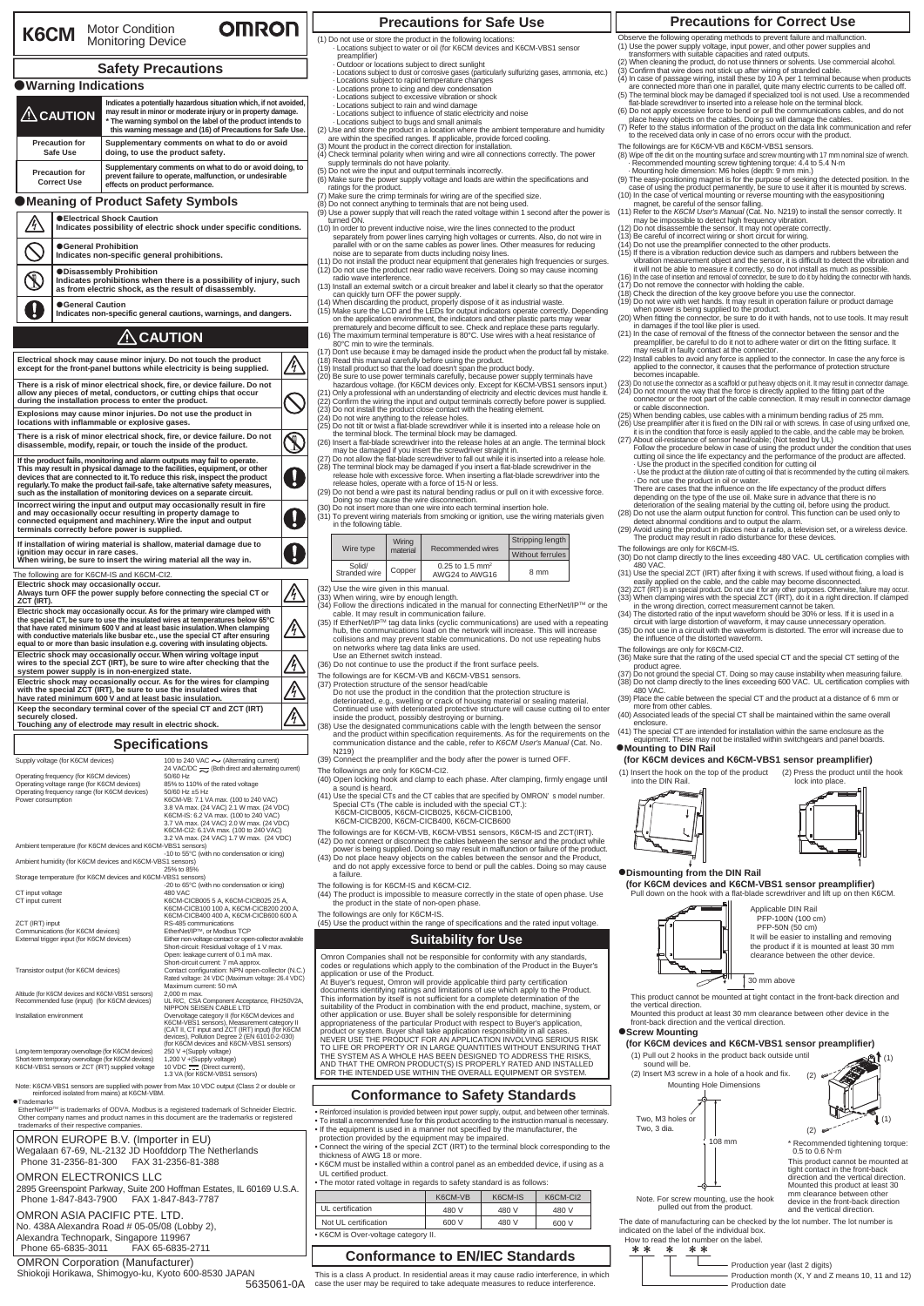# K6CM Motor Condition Monitoring Device

OMRON

## Safety Precautions

### ●Warning Indications

| | |
|---|---|
| ⚠CAUTION | Indicates a potentially hazardous situation which, if not avoided, may result in minor or moderate injury or in property damage. * The warning symbol on the label of the product intends to this warning message and (16) of Precautions for Safe Use. |
| Precaution for Safe Use | Supplementary comments on what to do or avoid doing, to use the product safety. |
| Precaution for Correct Use | Supplementary comments on what to do or avoid doing, to prevent failure to operate, malfunction, or undesirable effects on product performance. |

### ●Meaning of Product Safety Symbols

- ●**Electrical Shock Caution** Indicates possibility of electric shock under specific conditions.
- ●**General Prohibition** Indicates non-specific general prohibitions.
- ●**Disassembly Prohibition** Indicates prohibitions when there is a possibility of injury, such as electric shock, as the result of disassembly.
- ●**General Caution** Indicates non-specific general cautions, warnings, and dangers.

## ⚠CAUTION

- Electrical shock may cause minor injury. Do not touch the product except for the front-panel buttons while electricity is being supplied.
- There is a risk of minor electrical shock, fire, or device failure. Do not allow any pieces of metal, conductors, or cutting chips that occur during the installation process to enter the product.
- Explosions may cause minor injuries. Do not use the product in locations with inflammable or explosive gases.
- There is a risk of minor electrical shock, fire, or device failure. Do not disassemble, modify, repair, or touch the inside of the product.
- If the product fails, monitoring and alarm outputs may fail to operate. This may result in physical damage to the facilities, equipment, or other devices that are connected to it. To reduce this risk, inspect the product regularly. To make the product fail-safe, take alternative safety measures, such as the installation of monitoring devices on a separate circuit.
- Incorrect wiring the input and output may occasionally result in fire and may occasionally occur resulting in property damage to connected equipment and machinery. Wire the input and output terminals correctly before power is supplied.
- If installation of wiring material is shallow, material damage due to ignition may occur in rare cases. When wiring, be sure to insert the wiring material all the way in.

The following are for K6CM-IS and K6CM-CI2.

- Electric shock may occasionally occur. Always turn OFF the power supply before connecting the special CT or ZCT (IRT).
- Electric shock may occasionally occur. As for the primary wire clamped with the special CT, be sure to use the insulated wires at temperatures below 65°C that have rated minimum 600 V and at least basic insulation. When clamping with conductive materials like busbar etc., use the special CT after ensuring equal to or more than basic insulation e.g. covering with insulating objects.
- Electric shock may occasionally occur. When wiring voltage input wires to the special ZCT (IRT), be sure to wire after checking that the system power supply is in non-energized state.
- Electric shock may occasionally occur. As for the wires for clamping with the special ZCT (IRT), be sure to use the insulated wires that have rated minimum 600 V and at least basic insulation.
- Keep the secondary terminal cover of the special CT and ZCT (IRT) securely closed. Touching any of electrode may result in electric shock.

## Specifications

| | |
|---|---|
| Supply voltage (for K6CM devices) | 100 to 240 VAC ∼ (Alternating current)<br>24 VAC/DC (Both direct and alternating current) |
| Operating frequency (for K6CM devices) | 50/60 Hz |
| Operating voltage range (for K6CM devices) | 85% to 110% of the rated voltage |
| Operating frequency range (for K6CM devices) | 50/60 Hz ±5 Hz |
| Power consumption | K6CM-VB: 7.1 VA max. (100 to 240 VAC)<br>3.8 VA max. (24 VAC) 2.1 W max. (24 VDC)<br>K6CM-IS: 6.2 VA max. (100 to 240 VAC)<br>3.7 VA max. (24 VAC) 2.0 W max. (24 VDC)<br>K6CM-CI2: 6.1VA max. (100 to 240 VAC)<br>3.2 VA max. (24 VAC) 1.7 W max. (24 VDC) |
| Ambient temperature (for K6CM devices and K6CM-VBS1 sensors) | -10 to 55°C (with no condensation or icing) |
| Ambient humidity (for K6CM devices and K6CM-VBS1 sensors) | 25% to 85% |
| Storage temperature (for K6CM devices and K6CM-VBS1 sensors) | -20 to 65°C (with no condensation or icing) |
| CT input voltage | 480 VAC |
| CT input current | K6CM-CICB005 5 A, K6CM-CICB025 25 A, K6CM-CICB100 100 A, K6CM-CICB200 200 A, K6CM-CICB400 400 A, K6CM-CICB600 600 A |
| ZCT (IRT) input | RS-485 communications |
| Communications (for K6CM devices) | EtherNet/IP™, or Modbus TCP |
| External trigger input (for K6CM devices) | Either non-voltage contact or open-collector available<br>Short-circuit: Residual voltage of 1 V max.<br>Open: leakage current of 0.1 mA max.<br>Short-circuit current: 7 mA approx. |
| Transistor output (for K6CM devices) | Contact configuration: NPN open-collector (N.C.)<br>Rated voltage: 24 VDC (Maximum voltage: 26.4 VDC)<br>Maximum current: 50 mA |
| Altitude (for K6CM devices and K6CM-VBS1 sensors) | 2,000 m max. |
| Recommended fuse (input) (for K6CM devices) | UL R/C, CSA Component Acceptance, FIH250V2A, NIPPON SEISEN CABLE LTD |
| Installation environment | Overvoltage category II (for K6CM devices and K6CM-VBS1 sensors), Measurement category II (CAT II, CT input and ZCT (IRT) input (for K6CM devices), Pollution Degree 2 (EN 61010-2-030) (for K6CM devices and K6CM-VBS1 sensors) |
| Long-term temporary overvoltage (for K6CM devices) | 250 V +(Supply voltage) |
| Short-term temporary overvoltage (for K6CM devices) | 1,200 V +(Supply voltage) |
| K6CM-VBS1 sensors or ZCT (IRT) supplied voltage | 10 VDC (Direct current),<br>1.3 VA (for K6CM-VBS1 sensors) |

Note: K6CM-VBS1 sensors are supplied with power from Max 10 VDC output (Class 2 or double or reinforced isolated from mains) at K6CM-VBM.

●Trademarks
EtherNet/IP™ is trademarks of ODVA. Modbus is a registered trademark of Schneider Electric. Other company names and product names in this document are the trademarks or registered trademarks of their respective companies.

**OMRON EUROPE B.V. (Importer in EU)**
Wegalaan 67-69, NL-2132 JD Hoofddorp The Netherlands
Phone 31-2356-81-300 FAX 31-2356-81-388

**OMRON ELECTRONICS LLC**
2895 Greenspoint Parkway, Suite 200 Hoffman Estates, IL 60169 U.S.A.
Phone 1-847-843-7900 FAX 1-847-843-7787

**OMRON ASIA PACIFIC PTE. LTD.**
No. 438A Alexandra Road # 05-05/08 (Lobby 2),
Alexandra Technopark, Singapore 119967
Phone 65-6835-3011 FAX 65-6835-2711

**OMRON Corporation (Manufacturer)**
Shiokoji Horikawa, Shimogyo-ku, Kyoto 600-8530 JAPAN

5635061-0A

## Precautions for Safe Use

(1) Do not use or store the product in the following locations:
- Locations subject to water or oil (for K6CM devices and K6CM-VBS1 sensor preamplifier)
- Outdoor or locations subject to direct sunlight
- Locations subject to dust or corrosive gases (particularly sulfurizing gases, ammonia, etc.)
- Locations subject to rapid temperature changes
- Locations prone to icing and dew condensation
- Locations subject to excessive vibration or shock
- Locations subject to rain and wind damage
- Locations subject to influence of static electricity and noise
- Locations subject to bugs and small animals

(2) Use and store the product in a location where the ambient temperature and humidity are within the specified ranges. If applicable, provide forced cooling.
(3) Mount the product in the correct direction for installation.
(4) Check terminal polarity when wiring and wire all connections correctly. The power supply terminals do not have polarity.
(5) Do not wire the input and output terminals incorrectly.
(6) Make sure the power supply voltage and loads are within the specifications and ratings for the product.
(7) Make sure the crimp terminals for wiring are of the specified size.
(8) Do not connect anything to terminals that are not being used.
(9) Use a power supply that will reach the rated voltage within 1 second after the power is turned ON.
(10) In order to prevent inductive noise, wire the lines connected to the product separately from power lines carrying high voltages or currents. Also, do not wire in parallel with or on the same cables as power lines. Other measures for reducing noise are to separate from ducts including noisy lines.
(11) Do not install the product near equipment that generates high frequencies or surges.
(12) Do not use the product near radio wave receivers. Doing so may cause incoming radio wave interference.
(13) Install an external switch or a circuit breaker and label it clearly so that the operator can quickly turn OFF the power supply.
(14) When discarding the product, properly dispose of it as industrial waste.
(15) Make sure the LCD and the LEDs for output indicators operate correctly. Depending on the application environment, the indicators and other plastic parts may wear prematurely and become difficult to see. Check and replace these parts regularly.
(16) The maximum terminal temperature is 80°C. Use wires with a heat resistance of 80°C min to wire the terminals.
(17) Don't use because it may be damaged inside the product when the product fall by mistake.
(18) Read this manual carefully before using the product.
(19) Install product so that the load doesn't span the product body.
(20) Be sure to use power terminals carefully, because power supply terminals have hazardous voltage. (for K6CM devices only. Except for K6CM-VBS1 sensors input.)
(21) Only a professional with an understanding of electricity and electric devices must handle it.
(22) Confirm the wiring the input and output terminals correctly before power is supplied.
(23) Do not install the product close contact with the heating element.
(24) Do not wire anything to the release holes.
(25) Do not tilt or twist a flat-blade screwdriver while it is inserted into a release hole on the terminal block. The terminal block may be damaged.
(26) Insert a flat-blade screwdriver into the release holes at an angle. The terminal block may be damaged if you insert the screwdriver straight in.
(27) Do not allow the flat-blade screwdriver to fall out while it is inserted into a release hole.
(28) The terminal block may be damaged if you insert a flat-blade screwdriver in the release hole with excessive force. When inserting a flat-blade screwdriver into the release holes, operate with a force of 15 N or less.
(29) Do not bend a wire past its natural bending radius or pull on it with excessive force. Doing so may cause the wire disconnection.
(30) Do not insert more than one wire into each terminal insertion hole.
(31) To prevent wiring materials from smoking or ignition, use the wiring materials given in the following table.

| Wire type | Wiring material | Recommended wires | Stripping length |
|---|---|---|---|
| | | | Without ferrules |
| Solid/ Stranded wire | Copper | 0.25 to 1.5 mm² AWG24 to AWG16 | 8 mm |

(32) Use the wire given in this manual.
(33) When wiring, wire by enough length.
(34) Follow the directions indicated in the manual for connecting EtherNet/IP™ or the cable. It may result in communication failure.
(35) If EtherNet/IP™ tag data links (cyclic communications) are used with a repeating hub, the communications load on the network will increase. This will increase collisions and may prevent stable communications. Do not use repeating hubs on networks where tag data links are used. Use an Ethernet switch instead.
(36) Do not continue to use the product if the front surface peels.

The followings are for K6CM-VB and K6CM-VBS1 sensors.
(37) Protection structure of the sensor head/cable
Do not use the product in the condition that the protection structure is deteriorated, e.g., swelling or crack of housing material or sealing material. Continued use with deteriorated protective structure will cause cutting oil to enter inside the product, possibly destroying or burning.
(38) Use the designated communications cable with the length between the sensor and the product within specification requirements. As for the requirements on the communication distance and the cable, refer to *K6CM User's Manual* (Cat. No. N219)
(39) Connect the preamplifier and the body after the power is turned OFF.

The followings are only for K6CM-CI2.
(40) Open locking hook and clamp to each phase. After clamping, firmly engage until a sound is heard.
(41) Use the special CTs and the CT cables that are specified by OMRON' s model number. Special CTs (The cable is included with the special CT.):
K6CM-CICB005, K6CM-CICB025, K6CM-CICB100,
K6CM-CICB200, K6CM-CICB400, K6CM-CICB600

The followings are for K6CM-VB, K6CM-VBS1 sensors, K6CM-IS and ZCT(IRT).
(42) Do not connect or disconnect the cables between the sensor and the product while power is being supplied. Doing so may result in malfunction or failure of the product.
(43) Do not place heavy objects on the cables between the sensor and the Product, and do not apply excessive force to bend or pull the cables. Doing so may cause a failure.

The following is for K6CM-IS and K6CM-CI2.
(44) The product is impossible to measure correctly in the state of open phase. Use the product in the state of non-open phase.

The followings are only for K6CM-IS.
(45) Use the product within the range of specifications and the rated input voltage.

## Suitability for Use

Omron Companies shall not be responsible for conformity with any standards, codes or regulations which apply to the combination of the Product in the Buyer's application or use of the Product.
At Buyer's request, Omron will provide applicable third party certification documents identifying ratings and limitations of use which apply to the Product. This information by itself is not sufficient for a complete determination of the suitability of the Product in combination with the end product, machine, system, or other application or use. Buyer shall be solely responsible for determining appropriateness of the particular Product with respect to Buyer's application, product or system. Buyer shall take application responsibility in all cases.
NEVER USE THE PRODUCT FOR AN APPLICATION INVOLVING SERIOUS RISK TO LIFE OR PROPERTY OR IN LARGE QUANTITIES WITHOUT ENSURING THAT THE SYSTEM AS A WHOLE HAS BEEN DESIGNED TO ADDRESS THE RISKS, AND THAT THE OMRON PRODUCT(S) IS PROPERLY RATED AND INSTALLED FOR THE INTENDED USE WITHIN THE OVERALL EQUIPMENT OR SYSTEM.

## Conformance to Safety Standards

- Reinforced insulation is provided between input power supply, output, and between other terminals.
- To install a recommended fuse for this product according to the instruction manual is necessary.
- If the equipment is used in a manner not specified by the manufacturer, the protection provided by the equipment may be impaired.
- Connect the wiring of the special ZCT (IRT) to the terminal block corresponding to the thickness of AWG 18 or more.
- K6CM must be installed within a control panel as an embedded device, if using as a UL certified product.
- The motor rated voltage in regards to safety standard is as follows:

| | K6CM-VB | K6CM-IS | K6CM-CI2 |
|---|---|---|---|
| UL certification | 480 V | 480 V | 480 V |
| Not UL certification | 600 V | 480 V | 600 V |

- K6CM is Over-voltage category II.

## Conformance to EN/IEC Standards

This is a class A product. In residential areas it may cause radio interference, in which case the user may be required to take adequate measures to reduce interference.

## Precautions for Correct Use

Observe the following operating methods to prevent failure and malfunction.
(1) Use the power supply voltage, input power, and other power supplies and transformers with suitable capacities and rated outputs.
(2) When cleaning the product, do not use thinners or solvents. Use commercial alcohol.
(3) Confirm that wire does not stick up after wiring of stranded cable.
(4) In case of passage wiring, install these by 10 A per 1 terminal because when products are connected more than one in parallel, quite many electric currents to be called off.
(5) The terminal block may be damaged if specialized tool is not used. Use a recommended flat-blade screwdriver to inserted into a release hole on the terminal block.
(6) Do not apply excessive force to bend or pull the communications cables, and do not place heavy objects on the cables. Doing so will damage the cables.
(7) Refer to the status information of the product on the data link communication and refer to the received data only in case of no errors occur with the product.

The followings are for K6CM-VB and K6CM-VBS1 sensors.
(8) Wipe off the dirt on the mounting surface and screw mounting with 17 mm nominal size of wrench.
- Recommended mounting screw tightening torque: 4.4 to 5.4 N·m
- Mounting hole dimension: M6 holes (depth: 9 mm min.)
(9) The easy-positioning magnet is for the purpose of seeking the detected position. In the case of using the product permanently, be sure to use it after it is mounted by screws.
(10) In the case of vertical mounting or reverse mounting with the easypositioning magnet, be careful of the sensor falling.
(11) Refer to the *K6CM User's Manual* (Cat. No. N219) to install the sensor correctly. It may be impossible to detect high frequency vibration.
(12) Do not disassemble the sensor. It may not operate correctly.
(13) Be careful of incorrect wiring or short circuit for wiring.
(14) Do not use the preamplifier connected to the other products.
(15) If there is a vibration reduction device such as dampers and rubbers between the vibration measurement object and the sensor, it is difficult to detect the vibration and it will not be able to measure it correctly, so do not install as much as possible.
(16) In the case of insertion and removal of connector, be sure to do it by holding the connector with hands.
(17) Do not remove the connector with holding the cable.
(18) Check the direction of the key groove before you use the connector.
(19) Do not wire with wet hands. It may result in operation failure or product damage when power is being supplied to the product.
(20) When fitting the connector, be sure to do it with hands, not to use tools. It may result in damages if the tool like plier is used.
(21) In the case of removal of the fitness of the connector between the sensor and the preamplifier, be careful to do it not to adhere water or dirt on the fitting surface. It may result in faulty contact at the connector.
(22) Install cables to avoid any force is applied to the connector. In case the any force is applied to the connector, it causes that the performance of protection structure becomes incapable.
(23) Do not use the connector as a scaffold or put heavy objects on it. It may result in connector damage.
(24) Do not mount the way that the force is directly applied to the fitting part of the connector or the root part of the cable connection. It may result in connector damage or cable disconnection.
(25) When bending cables, use cables with a minimum bending radius of 25 mm.
(26) Use preamplifier after it is fixed on the DIN rail or with screws. In case of using without one, it is in the condition that force is easily applied to the cable, and the cable may be broken.
(27) About oil-resistance of sensor head/cable; (Not tested by UL)
Follow the procedure below in case of using the product under the condition that uses cutting oil since the life expectancy and the performance of the product are affected.
- Use the product in the specified condition for cutting oil
- Use the product at the dilution rate of cutting oil that is recommended by the cutting oil makers.
- Do not use the product in oil or water.
There are cases that the influence on the life expectancy of the product differs depending on the type of the use oil. Make sure in advance that there is no deterioration of the sealing material by the cutting oil, before using the product.
(28) Do not use the alarm output function for control. This function can be used only to detect abnormal conditions and to output the alarm.
(29) Avoid using the product in places near a radio, a television set, or a wireless device. The product may result in radio disturbance for these devices.

The followings are only for K6CM-IS.
(30) Do not clamp directly to the lines exceeding 480 VAC. UL certification complies with 480 VAC.
(31) Use the special ZCT (IRT) after fixing it with screws. If used without fixing, a load is easily applied on the cable, and the cable may become disconnected.
(32) ZCT (IRT) is an special product. Do not use it for any other purposes. Otherwise, failure may occur.
(33) When clamping wires with the special ZCT (IRT), do it in a right direction. If clamped in the wrong direction, correct measurement cannot be taken.
(34) The distorted ratio of the input waveform should be 30% or less. If it is used in a circuit with large distortion of waveform, it may cause unnecessary operation.
(35) Do not use in a circuit with the waveform is distorted. The error will increase due to the influence of the distorted waveform.

The followings are only for K6CM-CI2.
(36) Make sure that the rating of the used special CT and the special CT setting of the product agree.
(37) Do not ground the special CT. Doing so may cause instability when measuring failure.
(38) Do not clamp directly to the lines exceeding 600 VAC. UL certification complies with 480 VAC.
(39) Place the cable between the special CT and the product at a distance of 6 mm or more from other cables.
(40) Associated leads of the special CT shall be maintained within the same overall enclosure.
(41) The special CT are intended for installation within the same enclosure as the equipment. These may not be installed within switchgears and panel boards.

### ●Mounting to DIN Rail
#### (for K6CM devices and K6CM-VBS1 sensor preamplifier)

(1) Insert the hook on the top of the product into the DIN Rail.
(2) Press the product until the hook lock into place.

### ●Dismounting from the DIN Rail
#### (for K6CM devices and K6CM-VBS1 sensor preamplifier)

Pull down on the hook with a flat-blade screwdriver and lift up on then K6CM.

Applicable DIN Rail
PFP-100N (100 cm)
PFP-50N (50 cm)

It will be easier to installing and removing the product if it is mounted at least 30 mm clearance between the other device.

30 mm above

This product cannot be mounted at tight contact in the front-back direction and the vertical direction.
Mounted this product at least 30 mm clearance between other device in the front-back direction and the vertical direction.

### ●Screw Mounting
#### (for K6CM devices and K6CM-VBS1 sensor preamplifier)

(1) Pull out 2 hooks in the product back outside until sound will be.
(2) Insert M3 screw in a hole of a hook and fix.

Mounting Hole Dimensions

Two, M3 holes or Two, 3 dia.

108 mm

Note. For screw mounting, use the hook pulled out from the product.

* Recommended tightening torque: 0.5 to 0.6 N·m

This product cannot be mounted at tight contact in the front-back direction and the vertical direction. Mounted this product at least 30 mm clearance between other device in the front-back direction and the vertical direction.

The date of manufacturing can be checked by the lot number. The lot number is indicated on the label of the individual box.
How to read the lot number on the label.

** * **

- Production year (last 2 digits)
- Production month (X, Y and Z means 10, 11 and 12)
- Production date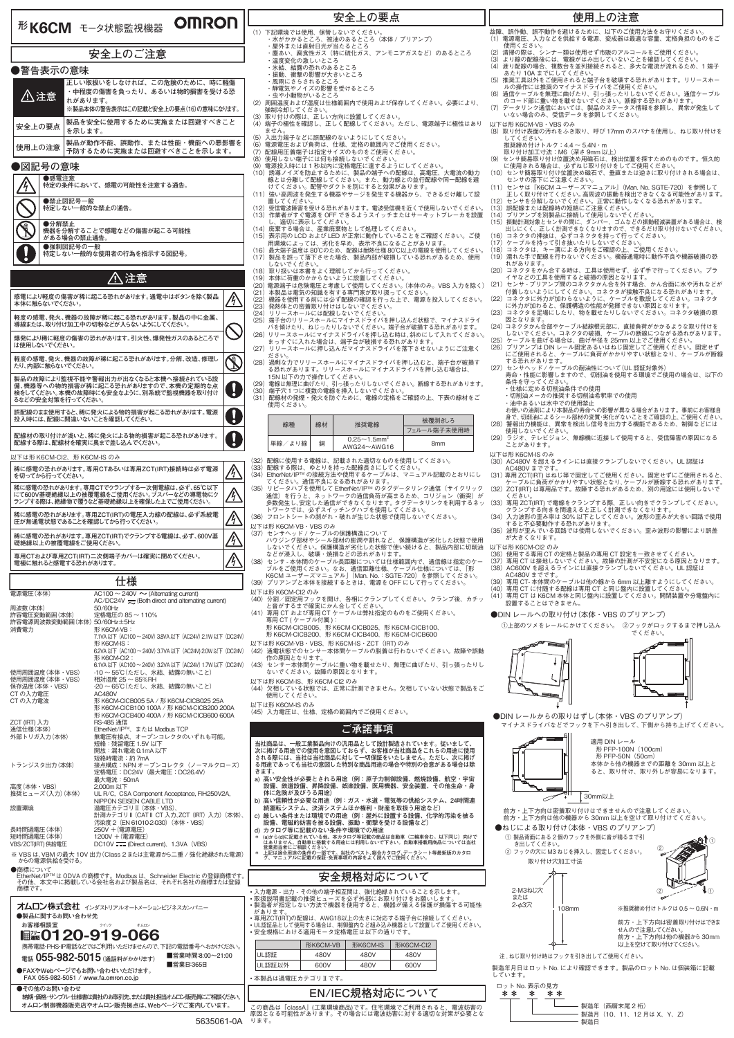# 形K6CM モータ状態監視機器 OMRON

## 安全上のご注意

### ●警告表示の意味

| | |
|---|---|
| ⚠注意 | 正しい取扱いをしなければ、この危険のために、時に軽傷・中程度の傷害を負ったり、あるいは物的損害を受ける恐れがあります。<br>※製品本体の警告表示はこの記載と安全上の要点(16)の事項になります。 |
| 安全上の要点 | 製品を安全に使用するために実施または回避すべきことを示します。 |
| 使用上の注意 | 製品が動作不能、誤動作、または性能・機能への悪影響を予防するために実施または回避すべきことを示します。 |

### ●図記号の意味

- ●感電注意 特定の条件において、感電の可能性を注意する通告。
- ●禁止図記号一般 特定しない一般的な禁止の通告。
- ●分解禁止 機器を分解することで感電などの傷害が起こる可能性がある場合の禁止通告。
- ●強制図記号の一般 特定しない一般的な使用者の行為を指示する図記号。

### ⚠注意

- 感電により軽度の傷害が稀に起こる恐れがあります。通電中はボタンを除く製品本体に触らないでください。
- 軽度の感電、発火、機器の故障が稀に起こる恐れがあります。製品の中に金属、導線または、取り付け加工中の切粉などが入らないようにしてください。
- 爆発により稀に軽度の傷害が起こる恐れがあります。引火性、爆発性ガスのあるところでは使用しないでください。
- 軽度の感電、発火、機器の故障が稀に起こる恐れがあります。分解、改造、修理したり、内部に触らないでください。
- 製品の故障により監視不能や警報出力が出なくなると本機へ接続されている設備、機器等への物的損害が稀に起こる恐れがありますので、本機の定期的な点検をしてください。本機の故障時にも安全なように、別系統で監視機器を取り付けるなどの安全対策を行ってください。
- 誤配線のまま使用すると、稀に発火による物的損害が起こる恐れがあります。電源投入時には、配線に間違いないことを確認してください。
- 配線材の取り付けが浅いと、稀に発火による物的損害が起こる恐れがあります。配線する際は、配線材を確実に奥まで差し込んでください。

以下は形K6CM-CI2、形K6CM-ISのみ

- 稀に感電の恐れがあります。専用CTあるいは専用ZCT(IRT)接続時は必ず電源を切ってから行ってください。
- 稀に感電の恐れがあります。専用CTでクランプする一次側電線は、必ず、65℃以下で600V基礎絶縁以上の被覆電線をご使用ください。ブスバーなどの導電物にクランプする際は、絶縁物で覆うなど基礎絶縁以上の処置を施してください。
- 稀に感電の恐れがあります。専用ZCT(IRT)の電圧入力線の配線は、必ず系統電圧が無電圧であることを確認してから行ってください。
- 稀に感電の恐れがあります。専用ZCT(IRT)でクランプする電線は、必ず、600V基礎絶縁以上の被覆電線をご使用ください。
- 専用CTおよび専用ZCT(IRT)二次側端子カバーは確実に閉めてください。電極に触れると感電する恐れがあります。

## 仕様

| | |
|---|---|
| 電源電圧(本体) | AC100～240V ～ (Alternating current)<br>AC/DC24V (Both direct and alternating current) |
| 周波数(本体) | 50/60Hz |
| 許容電圧変動範囲(本体) | 定格電圧の85～110% |
| 許容電源周波数変動範囲(本体) | 50/60Hz±5Hz |
| 消費電力 | 形K6CM-VB:<br>7.1VA以下(AC100～240V) 3.8VA以下(AC24V) 2.1W以下(DC24V)<br>形K6CM-IS:<br>6.2VA以下(AC100～240V) 3.7VA以下(AC24V) 2.0W以下(DC24V)<br>形K6CM-CI2:<br>6.1VA以下(AC100～240V) 3.2VA以下(AC24V) 1.7W以下(DC24V) |
| 使用周囲温度(本体・VBS) | -10～55℃(ただし、氷結、結露のないこと) |
| 使用周囲湿度(本体・VBS) | 相対湿度25～85%RH |
| 保存温度(本体・VBS) | -20～65℃(ただし、氷結、結露のないこと) |
| CTの入力電圧 | AC480V |
| CTの入力電流 | 形K6CM-CICB005 5A / 形K6CM-CICB025 25A<br>形K6CM-CICB100 100A / 形K6CM-CICB200 200A<br>形K6CM-CICB400 400A / 形K6CM-CICB600 600A |
| ZCT(IRT)入力 | RS-485通信 |
| 通信仕様(本体) | EtherNet/IP™、またはModbus TCP |
| 外部トリガ入力(本体) | 無電圧有接点、オープンコレクタのいずれも可能。<br>短絡:残留電圧1.5V以下<br>開放:漏れ電流0.1mA以下<br>短絡時電流:約7mA |
| トランジスタ出力(本体) | 接点構成:NPNオープンコレクタ(ノーマルクローズ)<br>定格電圧:DC24V(最大電圧:DC26.4V)<br>最大電流:50mA |
| 高度(本体・VBS) | 2,000m以下 |
| 推奨ヒューズ(入力)(本体) | UL R/C, CSA Component Acceptance, FIH250V2A,<br>NIPPON SEISEN CABLE LTD |
| 設置環境 | 過電圧カテゴリⅡ(本体・VBS)、<br>計測カテゴリⅡ(CATⅡ CT入力,ZCT(IRT)入力)(本体)、<br>汚染度2(EN61010-2-030)(本体・VBS) |
| 長時間過電圧(本体) | 250V(＋電源電圧) |
| 短時間過電圧(本体) | 1200V(＋電源電圧) |
| VBS/ZCT(IRT)供給電圧 | DC10V ⎓ (Direct current), 1.3VA(VBS) |

※ VBSは、VBMの最大10V出力(Class2または主電源から二重/強化絶縁された電源)からの電源供給を受ける。

●商標について
EtherNet/IP™はODVAの商標です。Modbusは、Schneider Electricの登録商標です。その他、本文中に掲載している会社名および製品名は、それぞれ各社の商標または登録商標です。

**オムロン株式会社** インダストリアルオートメーションビジネスカンパニー

●製品に関するお問い合わせ先
お客様相談室
フリーダイヤル 0120-919-066 (クイック オムロン)
携帯電話・PHS・IP電話などではご利用いただけませんので、下記の電話番号へおかけください。
電話 055-982-5015(通話料がかかります)
■営業時間:8:00～21:00
■営業日:365日

●FAXやWebページでもお問い合わせいただけます。
FAX 055-982-5051 / www.fa.omron.co.jp

●その他のお問い合わせ
納期・価格・サンプル・仕様書は貴社のお取引先、または貴社担当オムロン販売員にご相談ください。
オムロン制御機器販売店やオムロン販売拠点は、Webページでご案内しています。

## 安全上の要点

(1) 下記環境では使用、保管しないでください。
- ・水がかかるところ、被油のあるところ(本体/プリアンプ)
- ・屋外または直射日光が当たるところ
- ・塵埃、腐食性ガス(特に硫化ガス、アンモニアガスなど)のあるところ
- ・温度変化の激しいところ
- ・氷結、結露の恐れのあるところ
- ・振動、衝撃の影響が大きいところ
- ・風雨にさらされるところ
- ・静電気やノイズの影響を受けるところ
- ・虫や小動物がいるところ

(2) 周囲温度および湿度は仕様範囲内で使用および保存してください。必要により、強制冷却してください。
(3) 取り付けの際は、正しい方向に設置してください。
(4) 端子の極性を確認し、正しく配線してください。ただし、電源端子に極性はありません。
(5) 入出力端子などに誤配線のないようにしてください。
(6) 電源電圧および負荷は、仕様、定格の範囲内でご使用ください。
(7) 配線用圧着端子は指定サイズのものをご使用ください。
(8) 使用しない端子には何も接続しないでください。
(9) 電源投入時には1秒以内に定格電圧に達するようにしてください。
(10) 誘導ノイズを防止するために、製品の端子への配線は、高電圧、大電流の動力線とは分離して配線してください。また、動力線との並行配線や同一配線を避けてください。配管やダクトを別にすると効果があります。
(11) 強い高周波を発生する機器やサージを発生する機器から、できるだけ離して設置してください。
(12) 受信電波障害を受ける恐れがあります。電波受信機を近くで使用しないでください。
(13) 作業者がすぐ電源をOFFできるようスイッチまたはサーキットブレーカを設置し、適切に表示してください。
(14) 廃棄する場合は、産業廃棄物として処理してください。
(15) 表示用のLCDおよびLEDが正常に動作していることをご確認ください。ご使用環境によっては、劣化を早め、表示不良になることがあります。
(16) 最大端子温度は80℃のため、配線は耐熱性能80℃以上の電線を使用してください。
(17) 製品を誤って落下させた場合、製品内部が破損している恐れがあるため、使用しないでください。
(18) 取り扱いは本書をよく理解してから行ってください。
(19) 本体に荷重のかからないように設置してください。
(20) 電源端子は危険電圧と考慮して使用してください。(本体のみ。VBS入力を除く)
(21) 本製品は電気の知識を有する専門家が取り扱ってください。
(22) 機器を使用する前には必ず配線の確認を行った上で、電源を投入してください。
(23) 発熱体との密着取り付けはしないでください。
(24) リリースホールには配線しないでください。
(25) 端子台のリリースホールにマイナスドライバを押し込んだ状態で、マイナスドライバを傾けたり、ねじったりしないでください。端子台が破損する恐れがあります。
(26) リリースホールにマイナスドライバを押し込む時は、斜めにして入れてください。まっすぐに入れた場合は、端子台が破損する恐れがあります。
(27) リリースホールに挿入したマイナスドライバを落下させないように注意ください。
(28) 過剰な力でリリースホールにマイナスドライバを押し込むと、端子台が破損する恐れがあります。リリースホールにマイナスドライバを押し込む場合は、15N以下の力で操作してください。
(29) 電線は無理に曲げたり、引っ張ったりしないでください。断線する恐れがあります。
(30) 端子穴1つに複数の電線を挿入しないでください。
(31) 配線材の発煙・発火を防ぐために、電線の定格をご確認の上、下表の線材をご使用ください。

| 線種 | 線材 | 推奨電線 | 被覆剥きしろ<br>フェルール端子未使用時 |
|---|---|---|---|
| 単線／より線 | 銅 | 0.25～1.5mm²<br>AWG24～AWG16 | 8mm |

(32) 配線に使用する電線は、記載された適切なものを使用してください。
(33) 配線する際は、ゆとりを持った配線をしてください。
(34) EtherNet/IP™の接続方法や使用するケーブルは、マニュアル記載のとおりにしてください。通信不良になる恐れがあります。
(35) リピータハブを使用してEtherNet/IP™のタグデータリンク通信(サイクリック通信)を行うと、ネットワークの通信負荷が高まるため、コリジョン(衝突)が多数発生し、安定した通信ができなくなります。タグデータリンクを利用するネットワークでは、必ずスイッチングハブを使用してください。
(36) フロントシートの剥がれ・破れが生じた状態で使用しないでください。

以下は形K6CM-VB・VBSのみ
(37) センサヘッド/ケーブルの保護構造について
ハウジング部材やシール部材の膨潤や割れなど、保護構造が劣化した状態で使用しないでください。保護構造が劣化した状態で使い続けると、製品内部に切削油などが浸入し、破壊・焼損などの恐れがあります。
(38) センサ・本体間のケーブル長距離については仕様範囲内で、通信線は指定のケーブルをご使用ください。なお、通信距離仕様、ケーブル仕様については、「形K6CMユーザーズマニュアル」(Man. No.: SGTE-720)を参照してください。
(39) プリアンプと本体を接続するときは、電源をOFFにして行ってください。

以下は形K6CM-CI2のみ
(40) 分割/固定用フックを開け、各相にクランプしてください。クランプ後、カチッと音がするまで確実にかん合してください。
(41) 専用CTおよび専用CTケーブルは弊社指定のものをご使用ください。
専用CT(ケーブル付属):
形K6CM-CICB005、形K6CM-CICB025、形K6CM-CICB100、
形K6CM-CICB200、形K6CM-CICB400、形K6CM-CICB600

以下は形K6CM-VB・VBS、形K6CM-IS・ZCT(IRT)のみ
(42) 通電状態でのセンサ・本体間ケーブルの抜差しは行わないでください。故障や誤動作の原因となります。
(43) センサ・本体間ケーブルに重い物を載せたり、無理に曲げたり、引っ張ったりしないでください。故障の原因となります。

以下は形K6CM-IS、形K6CM-CI2のみ
(44) 欠相している状態では、正常に計測できません。欠相していない状態で製品をご使用ください。

以下は形K6CM-ISのみ
(45) 入力電圧は、仕様、定格の範囲内でご使用ください。

## ご承諾事項

当社商品は、一般工業製品向けの汎用品として設計製造されています。従いまして、次に掲げる用途での使用を意図しておらず、お客様が当社商品をこれらの用途に使用される際には、当社は当社商品に対して一切保証をいたしません。ただし、次に掲げる用途であっても当社の意図した特別な商品用途の場合や特別の合意がある場合は除きます。

a) 高い安全性が必要とされる用途(例:原子力制御設備、燃焼設備、航空・宇宙設備、鉄道設備、昇降設備、娯楽設備、医用機器、安全装置、その他生命・身体に危険が及びうる用途)
b) 高い信頼性が必要な用途(例:ガス・水道・電気等の供給システム、24時間連続運転システム、決済システムほか権利・財産を取扱う用途など)
c) 厳しい条件または環境での用途(例:屋外に設置する設備、化学的汚染を受ける設備、電磁的妨害を受ける設備、振動・衝撃を受ける設備など)
d) カタログ等に記載のない条件や環境での用途

※ (a)から(d)に記載されている他、本カタログ等記載の商品は自動車(二輪車含む。以下同じ)向けではありません。自動車に搭載する用途には利用しないで下さい。自動車搭載用商品については当社営業担当者にご相談ください。
※ 上記は適合用途の条件の一部です。当社のベスト、総合カタログ、データシート等最新版のカタログ、マニュアルに記載の保証・免責事項の内容をよく読んでご使用ください。

## 安全規格対応について

- ・入力電源・出力・その他の端子相互間は、強化絶縁されていることを示します。
- ・取扱説明書記載の推奨ヒューズを必ず外部にお取り付けをお願いします。
- ・製造者が指定しない方法で機器を使用すると、機器が備える保護が損傷する可能性があります。
- ・専用ZCT(IRT)の配線は、AWG18以上の太さに対応する端子台に接続してください。
- ・UL認証品として使用する場合は、制御盤内など組み込み機器として設置してご使用ください。
- ・安全規格における適用モータ定格電圧は以下の通りです。

| | 形K6CM-VB | 形K6CM-IS | 形K6CM-CI2 |
|---|---|---|---|
| UL認証 | 480V | 480V | 480V |
| UL認証以外 | 600V | 480V | 600V |

- ・本製品は過電圧カテゴリⅡです。

## EN/IEC規格対応について

この商品は「classA」(工業環境商品)です。住宅環境でご利用されると、電波妨害の原因となる可能性があります。その場合には電波妨害に対する適切な対策が必要となります。

## 使用上の注意

故障、誤作動、誤不動作を避けるために、以下のご使用方法をお守りください。
(1) 電源電圧、入力などを供給する電源、変成器は容量が適当で、定格負荷のものをご使用ください。
(2) 清掃の際は、シンナー類は使用せず市販のアルコールをご使用ください。
(3) より線の配線後には、電線がはみ出していないことを確認してください。
(4) 渡り配線の場合、複数台を並列接続されると、多大な電流が流れるため、1端子あたり10Aまでにしてください。
(5) 推奨工具以外をご使用されると端子台を破壊する恐れがあります。リリースホールの操作には推奨のマイナスドライバをご使用ください。
(6) 通信ケーブルを無理に曲げたり、引っ張ったりしないでください。通信ケーブルのコード部に重い物を載せないでください。断線する恐れがあります。
(7) データリンク通信においては、製品のステータス情報を参照し、異常が発生していない場合のみ、受信データを参照してください。

以下は形K6CM-VB・VBSのみ
(8) 取り付け表面の汚れをふき取り、呼び17mmのスパナを使用し、ねじ取り付けをしてください。
推奨締め付けトルク:4.4～5.4N・m
取り付け加工寸法:M6(深さ9mm以上)
(9) センサ簡易取り付け位置決め用磁石は、検出位置を探すためのものです。恒久的に使用される場合は、必ずねじ取り付けをしてご使用ください。
(10) センサを簡易取り付け位置決め磁石で、垂直または逆さに取り付けられる場合は、センサの落下にご注意ください。
(11) センサは「K6CMユーザーズマニュアル」(Man. No. SGTE-720)を参照して正しく取り付けてください。高周波の振動を検出できなくなる可能性があります。
(12) センサを分解しないでください。正常に動作しなくなる恐れがあります。
(13) 誤配線または配線時の短絡にご注意ください。
(14) プリアンプを別製品に接続して使用しないでください。
(15) 振動計測対象とセンサの間に、ダンパー、ゴムなどの振動軽減装置がある場合は、検出しにくく、正しく計測できなくなりますので、できるだけ取り付けないでください。
(16) コネクタの締結は、必ずコネクタを持って行ってください。
(17) ケーブルを持って引き抜いたりしないでください。
(18) コネクタは、キー溝による方向をご確認の上、ご使用ください。
(19) 濡れた手で配線を行わないでください。機器通電時に動作不良や機器破損の恐れがあります。
(20) コネクタをかん合する時は、工具は使用せず、必ず手で行ってください。プライヤなどの工具を使用すると破損の原因となります。
(21) センサ・プリアンプ間のコネクタかん合を外す場合、かん合面に水や汚れなどが付着しないようにしてください。コネクタが接触不良になる恐れがあります。
(22) コネクタに外力が加わらないように、ケーブルを敷設してください。コネクタに外力が加わると、保護構造の性能が発揮できない原因となります。
(23) コネクタを足場にしたり、物を載せたりしないでください。コネクタ破損の原因となります。
(24) コネクタかん合部やケーブル結線根元部に、直接負荷がかかるような取り付けをしないでください。コネクタの破損、ケーブルの断線につながる恐れがあります。
(25) ケーブルを曲げる場合は、曲げ半径を25mm以上でご使用ください。
(26) プリアンプはDINレール固定あるいはねじ固定でご使用ください。固定せずにご使用されると、ケーブルに負荷がかかりやすい状態となり、ケーブルが断線する恐れがあります。
(27) センサヘッド/ケーブルの耐油性について(UL認証対象外)
寿命・性能に影響しますので、切削油を使用する環境でご使用の場合は、以下の条件を守ってください。
- ・仕様に定める切削油条件での使用
- ・切削油メーカの推奨する切削油希釈率での使用
- ・油中あるいは水中での使用禁止

お使いの油剤により本製品の寿命への影響が異なる場合があります。事前にお客様自身で、切削油によるシール部材の変質・劣化がないことをご確認の上、ご使用ください。
(28) 警報出力機能は、異常を検出し信号を出力する機能であるため、制御などには使用しないでください。
(29) ラジオ、テレビジョン、無線機に近接して使用すると、受信障害の原因になることがあります。

以下は形K6CM-ISのみ
(30) AC480Vを超えるラインには直接クランプしないでください。UL認証はAC480Vまでです。
(31) 専用ZCT(IRT)はねじ等で固定してご使用ください。固定せずにご使用されると、ケーブルに負荷がかかりやすい状態となり、ケーブルが断線する恐れがあります。
(32) ZCT(IRT)は専用品です。故障する恐れがあるため、別の用途には使用しないでください。
(33) 専用ZCT(IRT)で電線をクランプする際、正しい向きでクランプしてください。クランプする向きを間違えると正しく計測できなくなります。
(34) 入力波形の歪み率は30%以下としてください。波形の歪みが大きい回路で使用すると不必要動作する恐れがあります。
(35) 波形が乱れている回路では使用しないでください。歪み波形の影響により誤差が大きくなります。

以下は形K6CM-CI2のみ
(36) 使用する専用CTの定格と製品の専用CT設定を一致させてください。
(37) 専用CTは接地しないでください。故障の計測が不安定になる原因となります。
(38) AC600Vを超えるラインには直接クランプしないでください。UL認証はAC480Vまでです。
(39) 専用CT・本体間のケーブルは他の線から6mm以上離すようにしてください。
(40) 専用CTに付随する配線は専用CTと同じ盤内に設置してください。
(41) 専用CTはK6CM本体と同じ盤内に設置してください。開閉装置や中継盤内に設置することはできません。

### ●DINレールへの取り付け(本体・VBSのプリアンプ)

①上部のツメをレールにかけてください。 ②フックがロックするまで押し込んでください。

### ●DINレールからの取りはずし(本体・VBSのプリアンプ)

マイナスドライバなどでフックを下へ引き出して、下側から持ち上げてください。

適用DINレール
形PFP-100N(100cm)
形PFP-50N(50cm)
本体から他の機器までの距離を30mm以上とると、取り付け、取り外しが容易になります。

30mm以上

前方・上下方向は密着取り付けはできませんので注意してください。
前方・上下方向は他の機器から30mm以上を空けて取り付けてください。

### ●ねじによる取り付け(本体・VBSのプリアンプ)

① 製品背面にある2個のフックを外側に音が鳴るまで引き出してください。
② フックの穴にM3ねじを挿入し、固定してください。

取り付け穴加工寸法

2-M3ねじ穴
または
2-φ3穴
108mm

※推奨締め付けトルクは0.5～0.6N・m

前方・上下方向は密着取り付けはできませんので注意してください。
前方・上下方向は他の機器から30mm以上を空けて取り付けてください。

注. ねじ取り付け時はフックを引き出してご使用ください。

製造年月日はロットNo.により確認できます。製品のロットNo.は個装箱に記載しています。

ロットNo.表示の見方
＊＊ ＊ ＊＊
- 製造年(西暦末尾2桁)
- 製造月(10、11、12月はX、Y、Z)
- 製造日

5635061-0A